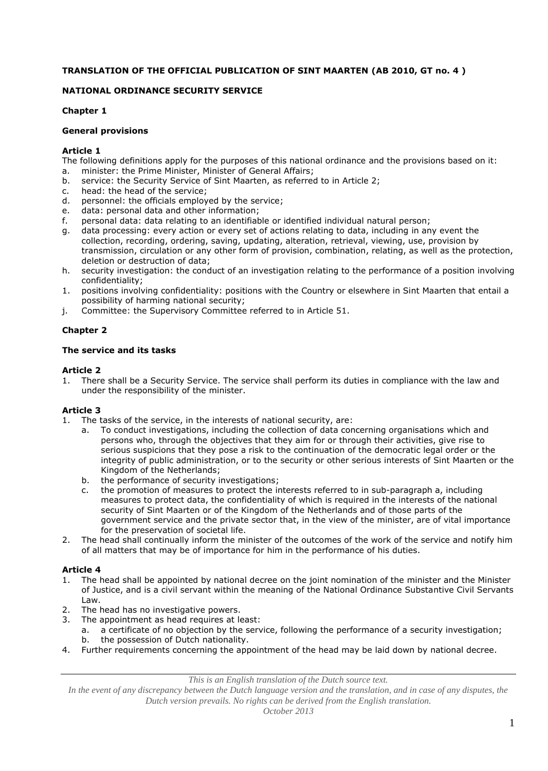**TRANSLATION OF THE OFFICIAL PUBLICATION OF SINT MAARTEN (AB 2010, GT no. 4 )**

**NATIONAL ORDINANCE SECURITY SERVICE**

**Chapter 1**

**General provisions**

**Article 1**

The following definitions apply for the purposes of this national ordinance and the provisions based on it:

a. minister: the Prime Minister, Minister of General Affairs;
b. service: the Security Service of Sint Maarten, as referred to in Article 2;
c. head: the head of the service;
d. personnel: the officials employed by the service;
e. data: personal data and other information;
f. personal data: data relating to an identifiable or identified individual natural person;
g. data processing: every action or every set of actions relating to data, including in any event the collection, recording, ordering, saving, updating, alteration, retrieval, viewing, use, provision by transmission, circulation or any other form of provision, combination, relating, as well as the protection, deletion or destruction of data;
h. security investigation: the conduct of an investigation relating to the performance of a position involving confidentiality;
1. positions involving confidentiality: positions with the Country or elsewhere in Sint Maarten that entail a possibility of harming national security;
j. Committee: the Supervisory Committee referred to in Article 51.

**Chapter 2**

**The service and its tasks**

**Article 2**

1. There shall be a Security Service. The service shall perform its duties in compliance with the law and under the responsibility of the minister.

**Article 3**

1. The tasks of the service, in the interests of national security, are:
   a. To conduct investigations, including the collection of data concerning organisations which and persons who, through the objectives that they aim for or through their activities, give rise to serious suspicions that they pose a risk to the continuation of the democratic legal order or the integrity of public administration, or to the security or other serious interests of Sint Maarten or the Kingdom of the Netherlands;
   b. the performance of security investigations;
   c. the promotion of measures to protect the interests referred to in sub-paragraph a, including measures to protect data, the confidentiality of which is required in the interests of the national security of Sint Maarten or of the Kingdom of the Netherlands and of those parts of the government service and the private sector that, in the view of the minister, are of vital importance for the preservation of societal life.
2. The head shall continually inform the minister of the outcomes of the work of the service and notify him of all matters that may be of importance for him in the performance of his duties.

**Article 4**

1. The head shall be appointed by national decree on the joint nomination of the minister and the Minister of Justice, and is a civil servant within the meaning of the National Ordinance Substantive Civil Servants Law.
2. The head has no investigative powers.
3. The appointment as head requires at least:
   a. a certificate of no objection by the service, following the performance of a security investigation;
   b. the possession of Dutch nationality.
4. Further requirements concerning the appointment of the head may be laid down by national decree.

*This is an English translation of the Dutch source text.*
*In the event of any discrepancy between the Dutch language version and the translation, and in case of any disputes, the Dutch version prevails. No rights can be derived from the English translation.*
*October 2013*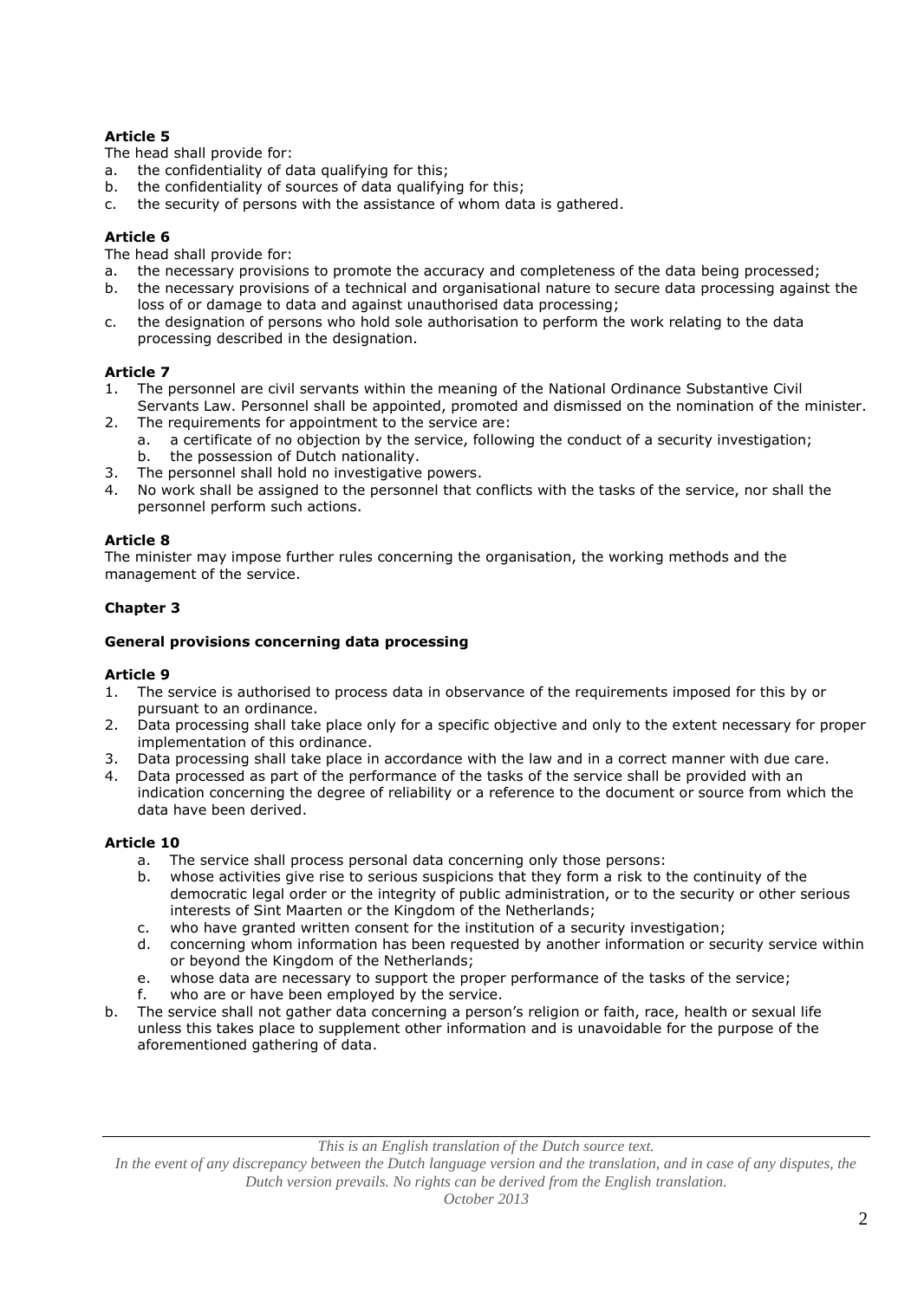**Article 5**

The head shall provide for:

a. the confidentiality of data qualifying for this;
b. the confidentiality of sources of data qualifying for this;
c. the security of persons with the assistance of whom data is gathered.

**Article 6**

The head shall provide for:

a. the necessary provisions to promote the accuracy and completeness of the data being processed;
b. the necessary provisions of a technical and organisational nature to secure data processing against the loss of or damage to data and against unauthorised data processing;
c. the designation of persons who hold sole authorisation to perform the work relating to the data processing described in the designation.

**Article 7**

1. The personnel are civil servants within the meaning of the National Ordinance Substantive Civil Servants Law. Personnel shall be appointed, promoted and dismissed on the nomination of the minister.
2. The requirements for appointment to the service are:
   a. a certificate of no objection by the service, following the conduct of a security investigation;
   b. the possession of Dutch nationality.
3. The personnel shall hold no investigative powers.
4. No work shall be assigned to the personnel that conflicts with the tasks of the service, nor shall the personnel perform such actions.

**Article 8**

The minister may impose further rules concerning the organisation, the working methods and the management of the service.

**Chapter 3**

**General provisions concerning data processing**

**Article 9**

1. The service is authorised to process data in observance of the requirements imposed for this by or pursuant to an ordinance.
2. Data processing shall take place only for a specific objective and only to the extent necessary for proper implementation of this ordinance.
3. Data processing shall take place in accordance with the law and in a correct manner with due care.
4. Data processed as part of the performance of the tasks of the service shall be provided with an indication concerning the degree of reliability or a reference to the document or source from which the data have been derived.

**Article 10**

a. The service shall process personal data concerning only those persons:
   b. whose activities give rise to serious suspicions that they form a risk to the continuity of the democratic legal order or the integrity of public administration, or to the security or other serious interests of Sint Maarten or the Kingdom of the Netherlands;
   c. who have granted written consent for the institution of a security investigation;
   d. concerning whom information has been requested by another information or security service within or beyond the Kingdom of the Netherlands;
   e. whose data are necessary to support the proper performance of the tasks of the service;
   f. who are or have been employed by the service.

b. The service shall not gather data concerning a person's religion or faith, race, health or sexual life unless this takes place to supplement other information and is unavoidable for the purpose of the aforementioned gathering of data.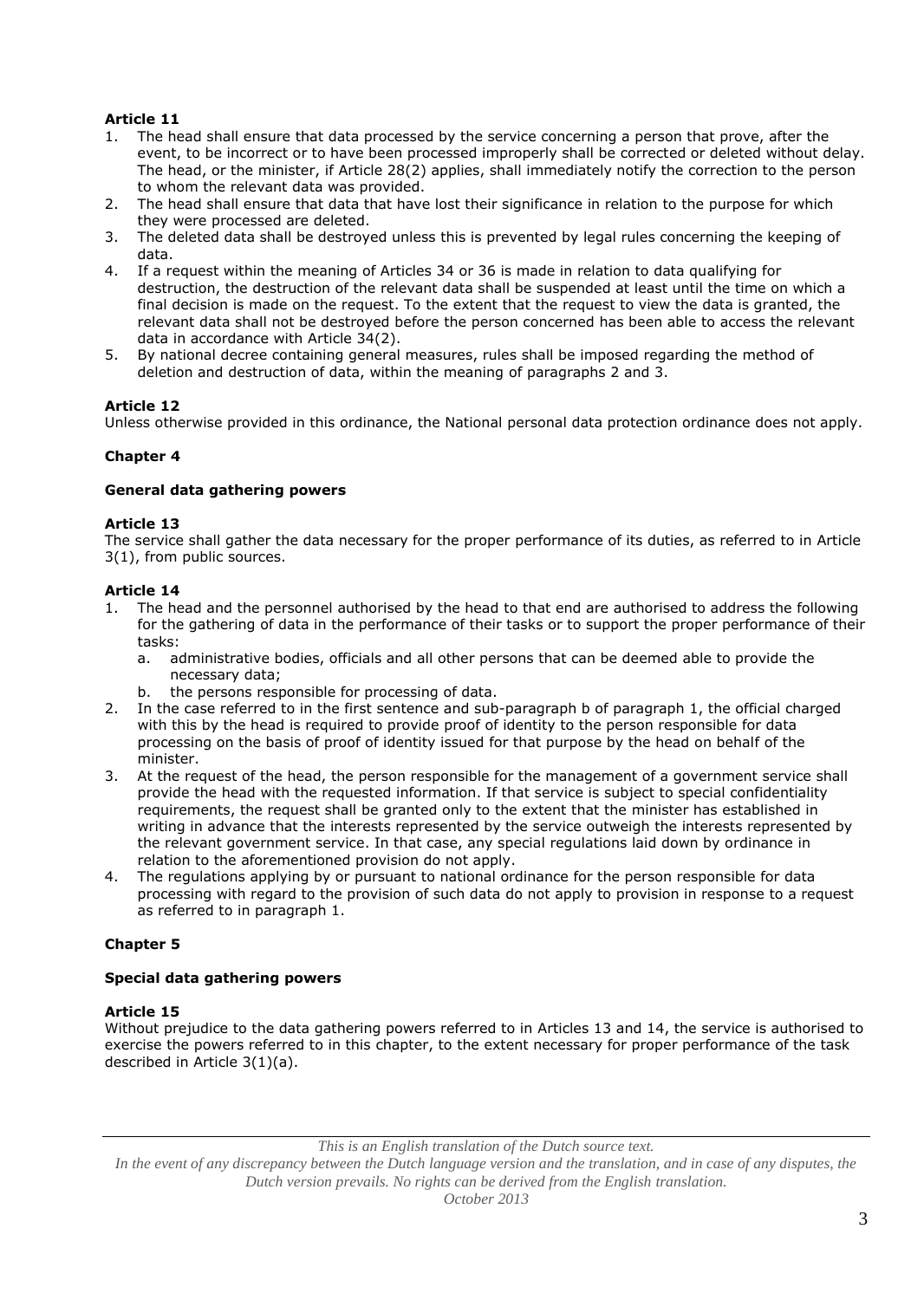**Article 11**

1. The head shall ensure that data processed by the service concerning a person that prove, after the event, to be incorrect or to have been processed improperly shall be corrected or deleted without delay. The head, or the minister, if Article 28(2) applies, shall immediately notify the correction to the person to whom the relevant data was provided.
2. The head shall ensure that data that have lost their significance in relation to the purpose for which they were processed are deleted.
3. The deleted data shall be destroyed unless this is prevented by legal rules concerning the keeping of data.
4. If a request within the meaning of Articles 34 or 36 is made in relation to data qualifying for destruction, the destruction of the relevant data shall be suspended at least until the time on which a final decision is made on the request. To the extent that the request to view the data is granted, the relevant data shall not be destroyed before the person concerned has been able to access the relevant data in accordance with Article 34(2).
5. By national decree containing general measures, rules shall be imposed regarding the method of deletion and destruction of data, within the meaning of paragraphs 2 and 3.

**Article 12**

Unless otherwise provided in this ordinance, the National personal data protection ordinance does not apply.

## Chapter 4

### General data gathering powers

**Article 13**

The service shall gather the data necessary for the proper performance of its duties, as referred to in Article 3(1), from public sources.

**Article 14**

1. The head and the personnel authorised by the head to that end are authorised to address the following for the gathering of data in the performance of their tasks or to support the proper performance of their tasks:
   a. administrative bodies, officials and all other persons that can be deemed able to provide the necessary data;
   b. the persons responsible for processing of data.
2. In the case referred to in the first sentence and sub-paragraph b of paragraph 1, the official charged with this by the head is required to provide proof of identity to the person responsible for data processing on the basis of proof of identity issued for that purpose by the head on behalf of the minister.
3. At the request of the head, the person responsible for the management of a government service shall provide the head with the requested information. If that service is subject to special confidentiality requirements, the request shall be granted only to the extent that the minister has established in writing in advance that the interests represented by the service outweigh the interests represented by the relevant government service. In that case, any special regulations laid down by ordinance in relation to the aforementioned provision do not apply.
4. The regulations applying by or pursuant to national ordinance for the person responsible for data processing with regard to the provision of such data do not apply to provision in response to a request as referred to in paragraph 1.

## Chapter 5

### Special data gathering powers

**Article 15**

Without prejudice to the data gathering powers referred to in Articles 13 and 14, the service is authorised to exercise the powers referred to in this chapter, to the extent necessary for proper performance of the task described in Article 3(1)(a).

*This is an English translation of the Dutch source text.*
*In the event of any discrepancy between the Dutch language version and the translation, and in case of any disputes, the Dutch version prevails. No rights can be derived from the English translation.*
*October 2013*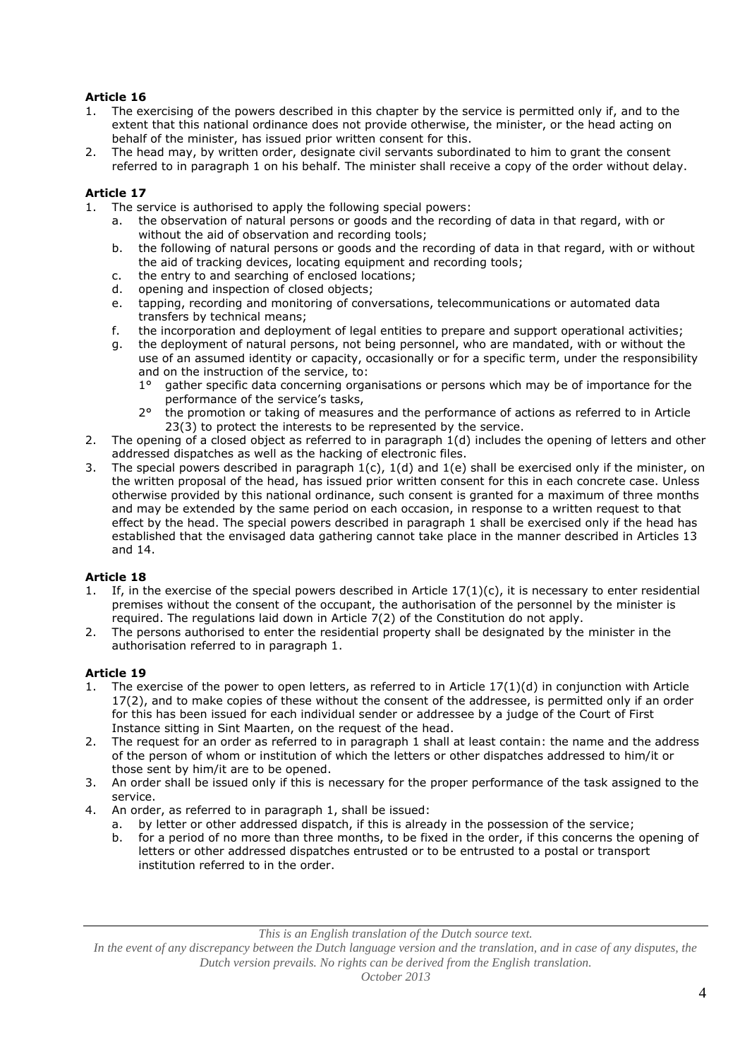**Article 16**

1. The exercising of the powers described in this chapter by the service is permitted only if, and to the extent that this national ordinance does not provide otherwise, the minister, or the head acting on behalf of the minister, has issued prior written consent for this.
2. The head may, by written order, designate civil servants subordinated to him to grant the consent referred to in paragraph 1 on his behalf. The minister shall receive a copy of the order without delay.

**Article 17**

1. The service is authorised to apply the following special powers:
   a. the observation of natural persons or goods and the recording of data in that regard, with or without the aid of observation and recording tools;
   b. the following of natural persons or goods and the recording of data in that regard, with or without the aid of tracking devices, locating equipment and recording tools;
   c. the entry to and searching of enclosed locations;
   d. opening and inspection of closed objects;
   e. tapping, recording and monitoring of conversations, telecommunications or automated data transfers by technical means;
   f. the incorporation and deployment of legal entities to prepare and support operational activities;
   g. the deployment of natural persons, not being personnel, who are mandated, with or without the use of an assumed identity or capacity, occasionally or for a specific term, under the responsibility and on the instruction of the service, to:
      1° gather specific data concerning organisations or persons which may be of importance for the performance of the service's tasks,
      2° the promotion or taking of measures and the performance of actions as referred to in Article 23(3) to protect the interests to be represented by the service.
2. The opening of a closed object as referred to in paragraph 1(d) includes the opening of letters and other addressed dispatches as well as the hacking of electronic files.
3. The special powers described in paragraph 1(c), 1(d) and 1(e) shall be exercised only if the minister, on the written proposal of the head, has issued prior written consent for this in each concrete case. Unless otherwise provided by this national ordinance, such consent is granted for a maximum of three months and may be extended by the same period on each occasion, in response to a written request to that effect by the head. The special powers described in paragraph 1 shall be exercised only if the head has established that the envisaged data gathering cannot take place in the manner described in Articles 13 and 14.

**Article 18**

1. If, in the exercise of the special powers described in Article 17(1)(c), it is necessary to enter residential premises without the consent of the occupant, the authorisation of the personnel by the minister is required. The regulations laid down in Article 7(2) of the Constitution do not apply.
2. The persons authorised to enter the residential property shall be designated by the minister in the authorisation referred to in paragraph 1.

**Article 19**

1. The exercise of the power to open letters, as referred to in Article 17(1)(d) in conjunction with Article 17(2), and to make copies of these without the consent of the addressee, is permitted only if an order for this has been issued for each individual sender or addressee by a judge of the Court of First Instance sitting in Sint Maarten, on the request of the head.
2. The request for an order as referred to in paragraph 1 shall at least contain: the name and the address of the person of whom or institution of which the letters or other dispatches addressed to him/it or those sent by him/it are to be opened.
3. An order shall be issued only if this is necessary for the proper performance of the task assigned to the service.
4. An order, as referred to in paragraph 1, shall be issued:
   a. by letter or other addressed dispatch, if this is already in the possession of the service;
   b. for a period of no more than three months, to be fixed in the order, if this concerns the opening of letters or other addressed dispatches entrusted or to be entrusted to a postal or transport institution referred to in the order.

*This is an English translation of the Dutch source text.*
*In the event of any discrepancy between the Dutch language version and the translation, and in case of any disputes, the Dutch version prevails. No rights can be derived from the English translation.*
*October 2013*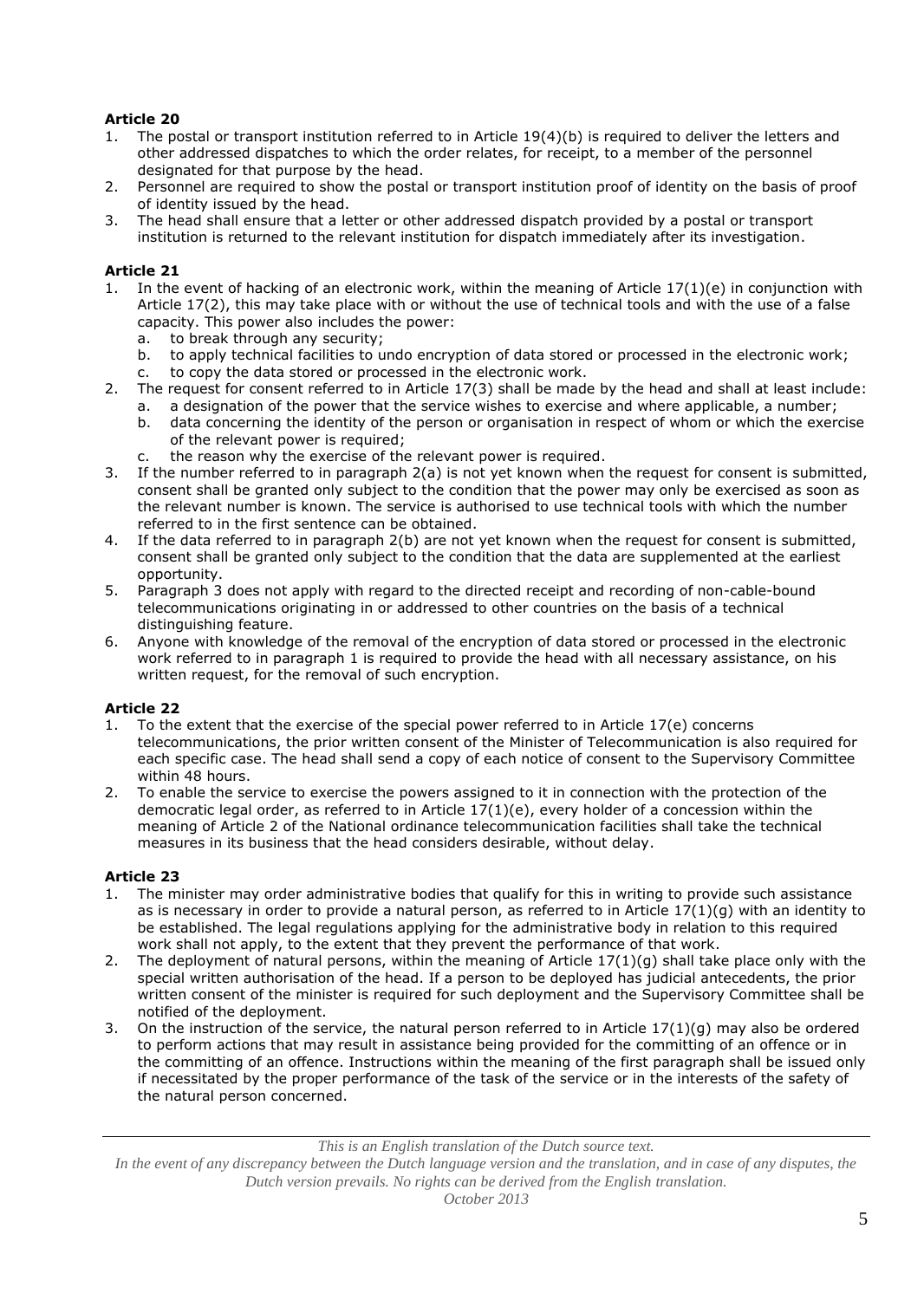**Article 20**

1. The postal or transport institution referred to in Article 19(4)(b) is required to deliver the letters and other addressed dispatches to which the order relates, for receipt, to a member of the personnel designated for that purpose by the head.
2. Personnel are required to show the postal or transport institution proof of identity on the basis of proof of identity issued by the head.
3. The head shall ensure that a letter or other addressed dispatch provided by a postal or transport institution is returned to the relevant institution for dispatch immediately after its investigation.

**Article 21**

1. In the event of hacking of an electronic work, within the meaning of Article 17(1)(e) in conjunction with Article 17(2), this may take place with or without the use of technical tools and with the use of a false capacity. This power also includes the power:
   a. to break through any security;
   b. to apply technical facilities to undo encryption of data stored or processed in the electronic work;
   c. to copy the data stored or processed in the electronic work.
2. The request for consent referred to in Article 17(3) shall be made by the head and shall at least include:
   a. a designation of the power that the service wishes to exercise and where applicable, a number;
   b. data concerning the identity of the person or organisation in respect of whom or which the exercise of the relevant power is required;
   c. the reason why the exercise of the relevant power is required.
3. If the number referred to in paragraph 2(a) is not yet known when the request for consent is submitted, consent shall be granted only subject to the condition that the power may only be exercised as soon as the relevant number is known. The service is authorised to use technical tools with which the number referred to in the first sentence can be obtained.
4. If the data referred to in paragraph 2(b) are not yet known when the request for consent is submitted, consent shall be granted only subject to the condition that the data are supplemented at the earliest opportunity.
5. Paragraph 3 does not apply with regard to the directed receipt and recording of non-cable-bound telecommunications originating in or addressed to other countries on the basis of a technical distinguishing feature.
6. Anyone with knowledge of the removal of the encryption of data stored or processed in the electronic work referred to in paragraph 1 is required to provide the head with all necessary assistance, on his written request, for the removal of such encryption.

**Article 22**

1. To the extent that the exercise of the special power referred to in Article 17(e) concerns telecommunications, the prior written consent of the Minister of Telecommunication is also required for each specific case. The head shall send a copy of each notice of consent to the Supervisory Committee within 48 hours.
2. To enable the service to exercise the powers assigned to it in connection with the protection of the democratic legal order, as referred to in Article 17(1)(e), every holder of a concession within the meaning of Article 2 of the National ordinance telecommunication facilities shall take the technical measures in its business that the head considers desirable, without delay.

**Article 23**

1. The minister may order administrative bodies that qualify for this in writing to provide such assistance as is necessary in order to provide a natural person, as referred to in Article 17(1)(g) with an identity to be established. The legal regulations applying for the administrative body in relation to this required work shall not apply, to the extent that they prevent the performance of that work.
2. The deployment of natural persons, within the meaning of Article 17(1)(g) shall take place only with the special written authorisation of the head. If a person to be deployed has judicial antecedents, the prior written consent of the minister is required for such deployment and the Supervisory Committee shall be notified of the deployment.
3. On the instruction of the service, the natural person referred to in Article 17(1)(g) may also be ordered to perform actions that may result in assistance being provided for the committing of an offence or in the committing of an offence. Instructions within the meaning of the first paragraph shall be issued only if necessitated by the proper performance of the task of the service or in the interests of the safety of the natural person concerned.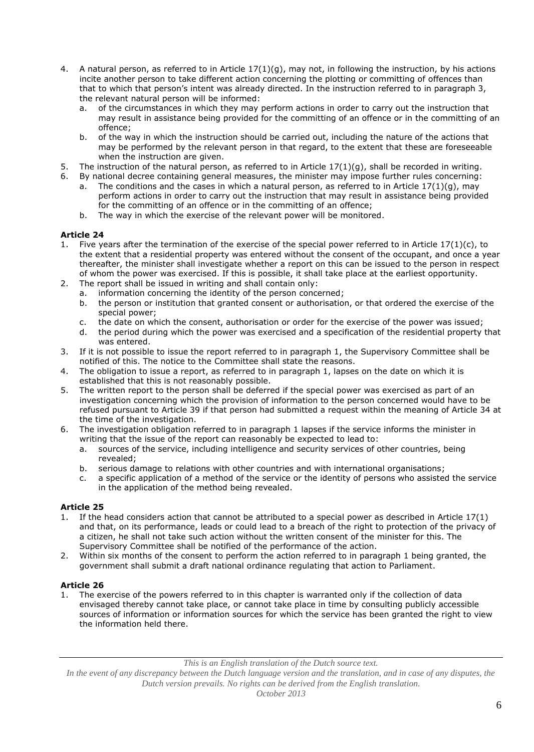4. A natural person, as referred to in Article 17(1)(g), may not, in following the instruction, by his actions incite another person to take different action concerning the plotting or committing of offences than that to which that person's intent was already directed. In the instruction referred to in paragraph 3, the relevant natural person will be informed:
   a. of the circumstances in which they may perform actions in order to carry out the instruction that may result in assistance being provided for the committing of an offence or in the committing of an offence;
   b. of the way in which the instruction should be carried out, including the nature of the actions that may be performed by the relevant person in that regard, to the extent that these are foreseeable when the instruction are given.
5. The instruction of the natural person, as referred to in Article 17(1)(g), shall be recorded in writing.
6. By national decree containing general measures, the minister may impose further rules concerning:
   a. The conditions and the cases in which a natural person, as referred to in Article 17(1)(g), may perform actions in order to carry out the instruction that may result in assistance being provided for the committing of an offence or in the committing of an offence;
   b. The way in which the exercise of the relevant power will be monitored.

**Article 24**

1. Five years after the termination of the exercise of the special power referred to in Article 17(1)(c), to the extent that a residential property was entered without the consent of the occupant, and once a year thereafter, the minister shall investigate whether a report on this can be issued to the person in respect of whom the power was exercised. If this is possible, it shall take place at the earliest opportunity.
2. The report shall be issued in writing and shall contain only:
   a. information concerning the identity of the person concerned;
   b. the person or institution that granted consent or authorisation, or that ordered the exercise of the special power;
   c. the date on which the consent, authorisation or order for the exercise of the power was issued;
   d. the period during which the power was exercised and a specification of the residential property that was entered.
3. If it is not possible to issue the report referred to in paragraph 1, the Supervisory Committee shall be notified of this. The notice to the Committee shall state the reasons.
4. The obligation to issue a report, as referred to in paragraph 1, lapses on the date on which it is established that this is not reasonably possible.
5. The written report to the person shall be deferred if the special power was exercised as part of an investigation concerning which the provision of information to the person concerned would have to be refused pursuant to Article 39 if that person had submitted a request within the meaning of Article 34 at the time of the investigation.
6. The investigation obligation referred to in paragraph 1 lapses if the service informs the minister in writing that the issue of the report can reasonably be expected to lead to:
   a. sources of the service, including intelligence and security services of other countries, being revealed;
   b. serious damage to relations with other countries and with international organisations;
   c. a specific application of a method of the service or the identity of persons who assisted the service in the application of the method being revealed.

**Article 25**

1. If the head considers action that cannot be attributed to a special power as described in Article 17(1) and that, on its performance, leads or could lead to a breach of the right to protection of the privacy of a citizen, he shall not take such action without the written consent of the minister for this. The Supervisory Committee shall be notified of the performance of the action.
2. Within six months of the consent to perform the action referred to in paragraph 1 being granted, the government shall submit a draft national ordinance regulating that action to Parliament.

**Article 26**

1. The exercise of the powers referred to in this chapter is warranted only if the collection of data envisaged thereby cannot take place, or cannot take place in time by consulting publicly accessible sources of information or information sources for which the service has been granted the right to view the information held there.

*This is an English translation of the Dutch source text.*
*In the event of any discrepancy between the Dutch language version and the translation, and in case of any disputes, the Dutch version prevails. No rights can be derived from the English translation.*
*October 2013*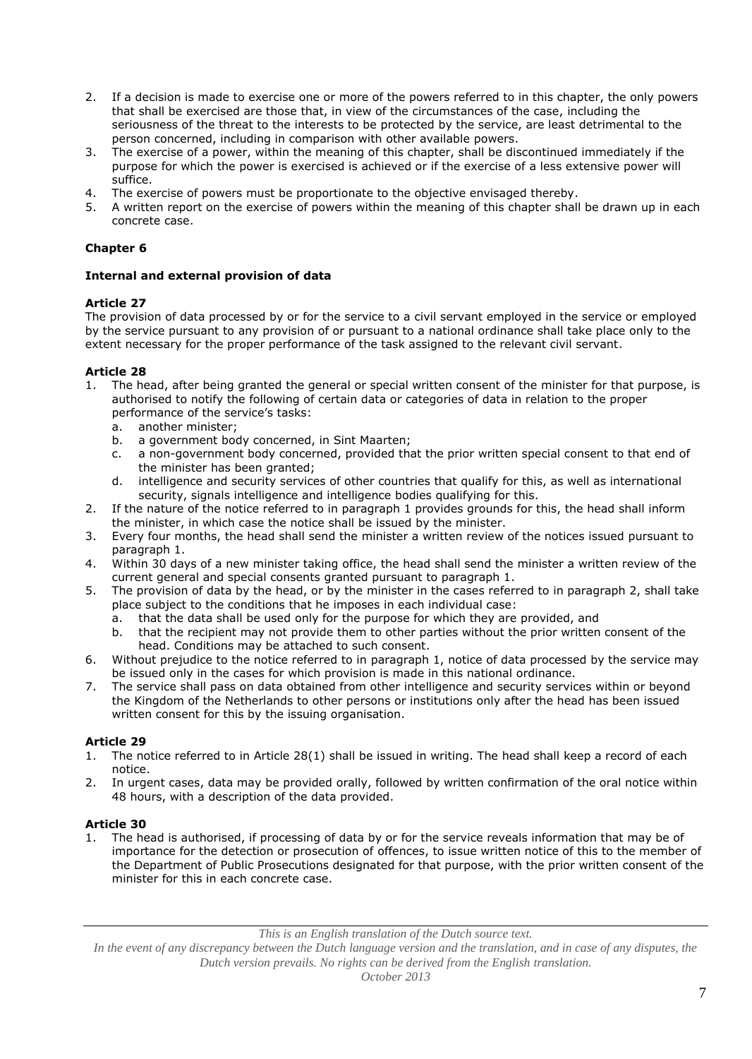2. If a decision is made to exercise one or more of the powers referred to in this chapter, the only powers that shall be exercised are those that, in view of the circumstances of the case, including the seriousness of the threat to the interests to be protected by the service, are least detrimental to the person concerned, including in comparison with other available powers.
3. The exercise of a power, within the meaning of this chapter, shall be discontinued immediately if the purpose for which the power is exercised is achieved or if the exercise of a less extensive power will suffice.
4. The exercise of powers must be proportionate to the objective envisaged thereby.
5. A written report on the exercise of powers within the meaning of this chapter shall be drawn up in each concrete case.

## Chapter 6

### Internal and external provision of data

#### Article 27

The provision of data processed by or for the service to a civil servant employed in the service or employed by the service pursuant to any provision of or pursuant to a national ordinance shall take place only to the extent necessary for the proper performance of the task assigned to the relevant civil servant.

#### Article 28

1. The head, after being granted the general or special written consent of the minister for that purpose, is authorised to notify the following of certain data or categories of data in relation to the proper performance of the service's tasks:
   a. another minister;
   b. a government body concerned, in Sint Maarten;
   c. a non-government body concerned, provided that the prior written special consent to that end of the minister has been granted;
   d. intelligence and security services of other countries that qualify for this, as well as international security, signals intelligence and intelligence bodies qualifying for this.
2. If the nature of the notice referred to in paragraph 1 provides grounds for this, the head shall inform the minister, in which case the notice shall be issued by the minister.
3. Every four months, the head shall send the minister a written review of the notices issued pursuant to paragraph 1.
4. Within 30 days of a new minister taking office, the head shall send the minister a written review of the current general and special consents granted pursuant to paragraph 1.
5. The provision of data by the head, or by the minister in the cases referred to in paragraph 2, shall take place subject to the conditions that he imposes in each individual case:
   a. that the data shall be used only for the purpose for which they are provided, and
   b. that the recipient may not provide them to other parties without the prior written consent of the head. Conditions may be attached to such consent.
6. Without prejudice to the notice referred to in paragraph 1, notice of data processed by the service may be issued only in the cases for which provision is made in this national ordinance.
7. The service shall pass on data obtained from other intelligence and security services within or beyond the Kingdom of the Netherlands to other persons or institutions only after the head has been issued written consent for this by the issuing organisation.

#### Article 29

1. The notice referred to in Article 28(1) shall be issued in writing. The head shall keep a record of each notice.
2. In urgent cases, data may be provided orally, followed by written confirmation of the oral notice within 48 hours, with a description of the data provided.

#### Article 30

1. The head is authorised, if processing of data by or for the service reveals information that may be of importance for the detection or prosecution of offences, to issue written notice of this to the member of the Department of Public Prosecutions designated for that purpose, with the prior written consent of the minister for this in each concrete case.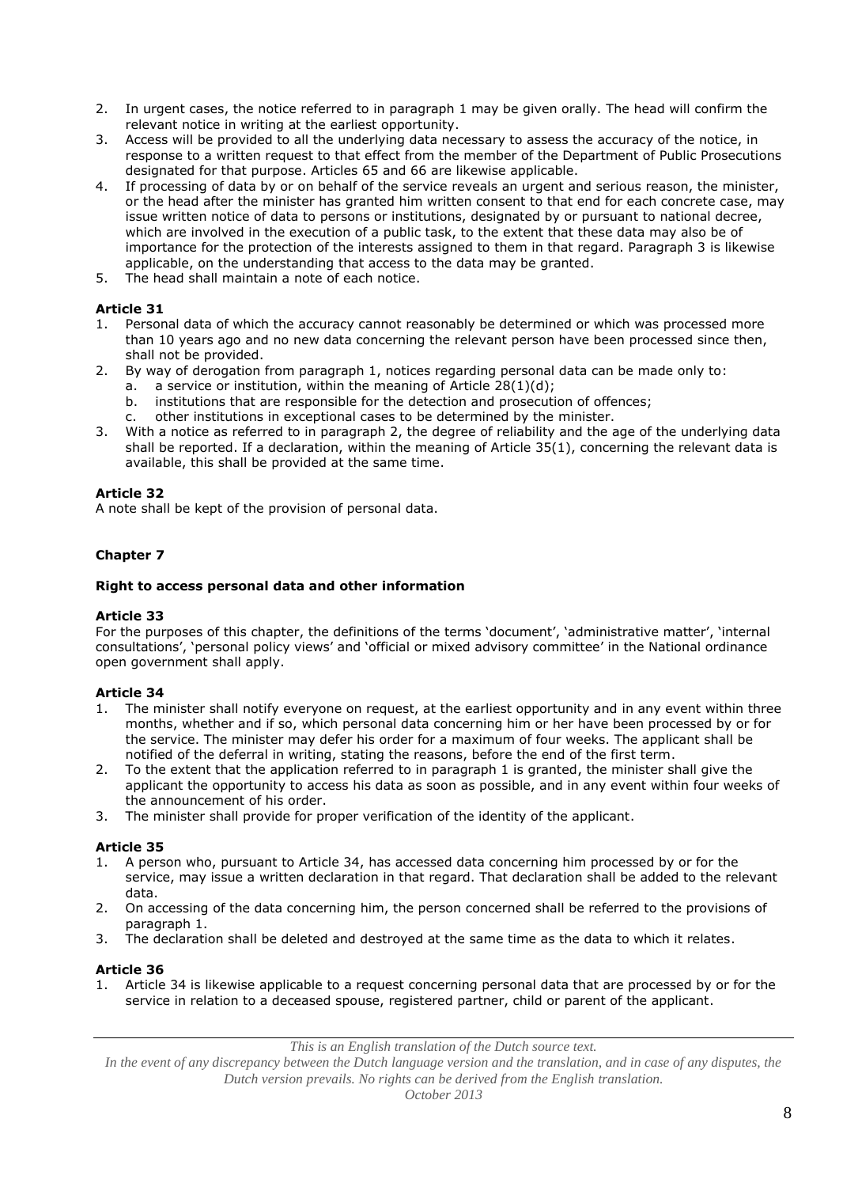2. In urgent cases, the notice referred to in paragraph 1 may be given orally. The head will confirm the relevant notice in writing at the earliest opportunity.
3. Access will be provided to all the underlying data necessary to assess the accuracy of the notice, in response to a written request to that effect from the member of the Department of Public Prosecutions designated for that purpose. Articles 65 and 66 are likewise applicable.
4. If processing of data by or on behalf of the service reveals an urgent and serious reason, the minister, or the head after the minister has granted him written consent to that end for each concrete case, may issue written notice of data to persons or institutions, designated by or pursuant to national decree, which are involved in the execution of a public task, to the extent that these data may also be of importance for the protection of the interests assigned to them in that regard. Paragraph 3 is likewise applicable, on the understanding that access to the data may be granted.
5. The head shall maintain a note of each notice.

**Article 31**

1. Personal data of which the accuracy cannot reasonably be determined or which was processed more than 10 years ago and no new data concerning the relevant person have been processed since then, shall not be provided.
2. By way of derogation from paragraph 1, notices regarding personal data can be made only to:
   a. a service or institution, within the meaning of Article 28(1)(d);
   b. institutions that are responsible for the detection and prosecution of offences;
   c. other institutions in exceptional cases to be determined by the minister.
3. With a notice as referred to in paragraph 2, the degree of reliability and the age of the underlying data shall be reported. If a declaration, within the meaning of Article 35(1), concerning the relevant data is available, this shall be provided at the same time.

**Article 32**

A note shall be kept of the provision of personal data.

## Chapter 7

### Right to access personal data and other information

**Article 33**

For the purposes of this chapter, the definitions of the terms 'document', 'administrative matter', 'internal consultations', 'personal policy views' and 'official or mixed advisory committee' in the National ordinance open government shall apply.

**Article 34**

1. The minister shall notify everyone on request, at the earliest opportunity and in any event within three months, whether and if so, which personal data concerning him or her have been processed by or for the service. The minister may defer his order for a maximum of four weeks. The applicant shall be notified of the deferral in writing, stating the reasons, before the end of the first term.
2. To the extent that the application referred to in paragraph 1 is granted, the minister shall give the applicant the opportunity to access his data as soon as possible, and in any event within four weeks of the announcement of his order.
3. The minister shall provide for proper verification of the identity of the applicant.

**Article 35**

1. A person who, pursuant to Article 34, has accessed data concerning him processed by or for the service, may issue a written declaration in that regard. That declaration shall be added to the relevant data.
2. On accessing of the data concerning him, the person concerned shall be referred to the provisions of paragraph 1.
3. The declaration shall be deleted and destroyed at the same time as the data to which it relates.

**Article 36**

1. Article 34 is likewise applicable to a request concerning personal data that are processed by or for the service in relation to a deceased spouse, registered partner, child or parent of the applicant.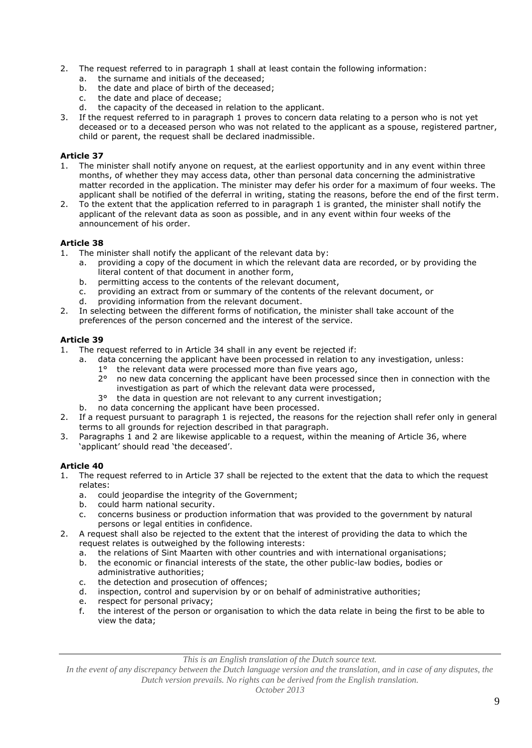2. The request referred to in paragraph 1 shall at least contain the following information:
   a. the surname and initials of the deceased;
   b. the date and place of birth of the deceased;
   c. the date and place of decease;
   d. the capacity of the deceased in relation to the applicant.
3. If the request referred to in paragraph 1 proves to concern data relating to a person who is not yet deceased or to a deceased person who was not related to the applicant as a spouse, registered partner, child or parent, the request shall be declared inadmissible.

**Article 37**

1. The minister shall notify anyone on request, at the earliest opportunity and in any event within three months, of whether they may access data, other than personal data concerning the administrative matter recorded in the application. The minister may defer his order for a maximum of four weeks. The applicant shall be notified of the deferral in writing, stating the reasons, before the end of the first term.
2. To the extent that the application referred to in paragraph 1 is granted, the minister shall notify the applicant of the relevant data as soon as possible, and in any event within four weeks of the announcement of his order.

**Article 38**

1. The minister shall notify the applicant of the relevant data by:
   a. providing a copy of the document in which the relevant data are recorded, or by providing the literal content of that document in another form,
   b. permitting access to the contents of the relevant document,
   c. providing an extract from or summary of the contents of the relevant document, or
   d. providing information from the relevant document.
2. In selecting between the different forms of notification, the minister shall take account of the preferences of the person concerned and the interest of the service.

**Article 39**

1. The request referred to in Article 34 shall in any event be rejected if:
   a. data concerning the applicant have been processed in relation to any investigation, unless:
      1° the relevant data were processed more than five years ago,
      2° no new data concerning the applicant have been processed since then in connection with the investigation as part of which the relevant data were processed,
      3° the data in question are not relevant to any current investigation;
   b. no data concerning the applicant have been processed.
2. If a request pursuant to paragraph 1 is rejected, the reasons for the rejection shall refer only in general terms to all grounds for rejection described in that paragraph.
3. Paragraphs 1 and 2 are likewise applicable to a request, within the meaning of Article 36, where 'applicant' should read 'the deceased'.

**Article 40**

1. The request referred to in Article 37 shall be rejected to the extent that the data to which the request relates:
   a. could jeopardise the integrity of the Government;
   b. could harm national security.
   c. concerns business or production information that was provided to the government by natural persons or legal entities in confidence.
2. A request shall also be rejected to the extent that the interest of providing the data to which the request relates is outweighed by the following interests:
   a. the relations of Sint Maarten with other countries and with international organisations;
   b. the economic or financial interests of the state, the other public-law bodies, bodies or administrative authorities;
   c. the detection and prosecution of offences;
   d. inspection, control and supervision by or on behalf of administrative authorities;
   e. respect for personal privacy;
   f. the interest of the person or organisation to which the data relate in being the first to be able to view the data;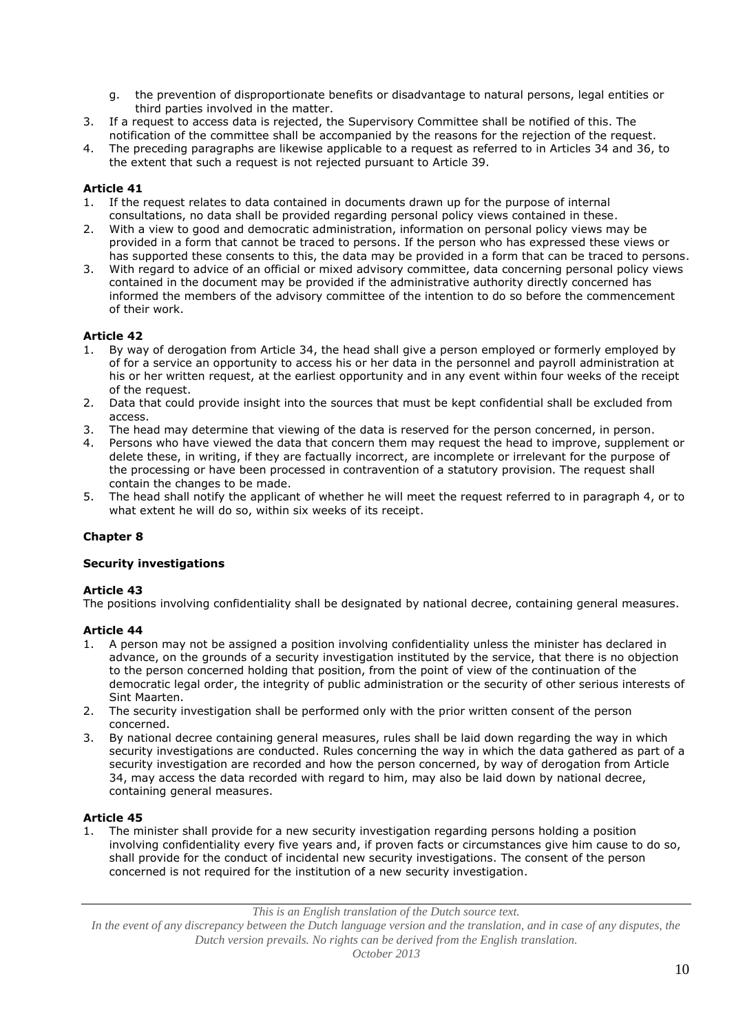g. the prevention of disproportionate benefits or disadvantage to natural persons, legal entities or third parties involved in the matter.
3. If a request to access data is rejected, the Supervisory Committee shall be notified of this. The notification of the committee shall be accompanied by the reasons for the rejection of the request.
4. The preceding paragraphs are likewise applicable to a request as referred to in Articles 34 and 36, to the extent that such a request is not rejected pursuant to Article 39.

**Article 41**

1. If the request relates to data contained in documents drawn up for the purpose of internal consultations, no data shall be provided regarding personal policy views contained in these.
2. With a view to good and democratic administration, information on personal policy views may be provided in a form that cannot be traced to persons. If the person who has expressed these views or has supported these consents to this, the data may be provided in a form that can be traced to persons.
3. With regard to advice of an official or mixed advisory committee, data concerning personal policy views contained in the document may be provided if the administrative authority directly concerned has informed the members of the advisory committee of the intention to do so before the commencement of their work.

**Article 42**

1. By way of derogation from Article 34, the head shall give a person employed or formerly employed by of for a service an opportunity to access his or her data in the personnel and payroll administration at his or her written request, at the earliest opportunity and in any event within four weeks of the receipt of the request.
2. Data that could provide insight into the sources that must be kept confidential shall be excluded from access.
3. The head may determine that viewing of the data is reserved for the person concerned, in person.
4. Persons who have viewed the data that concern them may request the head to improve, supplement or delete these, in writing, if they are factually incorrect, are incomplete or irrelevant for the purpose of the processing or have been processed in contravention of a statutory provision. The request shall contain the changes to be made.
5. The head shall notify the applicant of whether he will meet the request referred to in paragraph 4, or to what extent he will do so, within six weeks of its receipt.

**Chapter 8**

**Security investigations**

**Article 43**

The positions involving confidentiality shall be designated by national decree, containing general measures.

**Article 44**

1. A person may not be assigned a position involving confidentiality unless the minister has declared in advance, on the grounds of a security investigation instituted by the service, that there is no objection to the person concerned holding that position, from the point of view of the continuation of the democratic legal order, the integrity of public administration or the security of other serious interests of Sint Maarten.
2. The security investigation shall be performed only with the prior written consent of the person concerned.
3. By national decree containing general measures, rules shall be laid down regarding the way in which security investigations are conducted. Rules concerning the way in which the data gathered as part of a security investigation are recorded and how the person concerned, by way of derogation from Article 34, may access the data recorded with regard to him, may also be laid down by national decree, containing general measures.

**Article 45**

1. The minister shall provide for a new security investigation regarding persons holding a position involving confidentiality every five years and, if proven facts or circumstances give him cause to do so, shall provide for the conduct of incidental new security investigations. The consent of the person concerned is not required for the institution of a new security investigation.

*This is an English translation of the Dutch source text.*
*In the event of any discrepancy between the Dutch language version and the translation, and in case of any disputes, the Dutch version prevails. No rights can be derived from the English translation.*
*October 2013*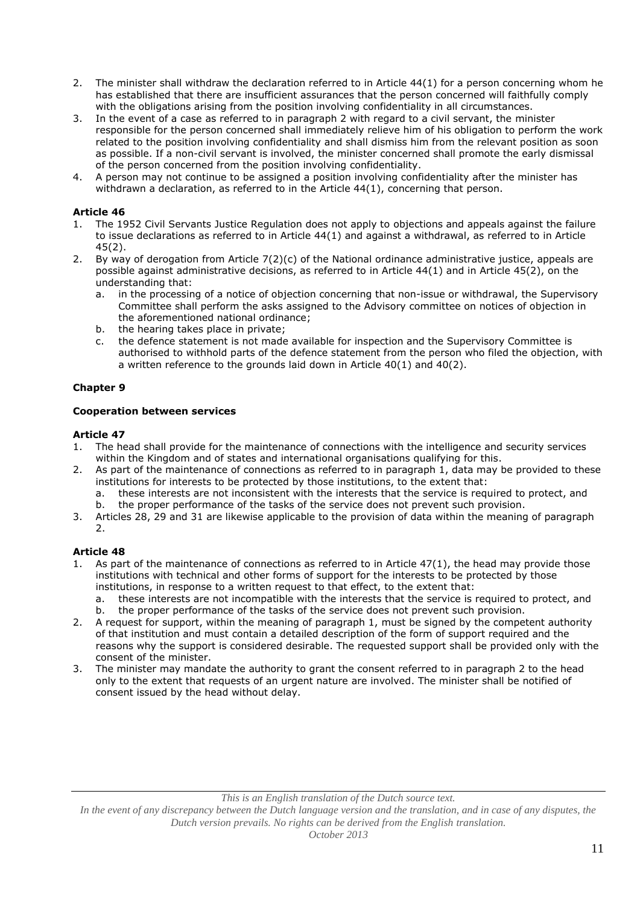2. The minister shall withdraw the declaration referred to in Article 44(1) for a person concerning whom he has established that there are insufficient assurances that the person concerned will faithfully comply with the obligations arising from the position involving confidentiality in all circumstances.
3. In the event of a case as referred to in paragraph 2 with regard to a civil servant, the minister responsible for the person concerned shall immediately relieve him of his obligation to perform the work related to the position involving confidentiality and shall dismiss him from the relevant position as soon as possible. If a non-civil servant is involved, the minister concerned shall promote the early dismissal of the person concerned from the position involving confidentiality.
4. A person may not continue to be assigned a position involving confidentiality after the minister has withdrawn a declaration, as referred to in the Article 44(1), concerning that person.

**Article 46**

1. The 1952 Civil Servants Justice Regulation does not apply to objections and appeals against the failure to issue declarations as referred to in Article 44(1) and against a withdrawal, as referred to in Article 45(2).
2. By way of derogation from Article 7(2)(c) of the National ordinance administrative justice, appeals are possible against administrative decisions, as referred to in Article 44(1) and in Article 45(2), on the understanding that:
   a. in the processing of a notice of objection concerning that non-issue or withdrawal, the Supervisory Committee shall perform the asks assigned to the Advisory committee on notices of objection in the aforementioned national ordinance;
   b. the hearing takes place in private;
   c. the defence statement is not made available for inspection and the Supervisory Committee is authorised to withhold parts of the defence statement from the person who filed the objection, with a written reference to the grounds laid down in Article 40(1) and 40(2).

**Chapter 9**

**Cooperation between services**

**Article 47**

1. The head shall provide for the maintenance of connections with the intelligence and security services within the Kingdom and of states and international organisations qualifying for this.
2. As part of the maintenance of connections as referred to in paragraph 1, data may be provided to these institutions for interests to be protected by those institutions, to the extent that:
   a. these interests are not inconsistent with the interests that the service is required to protect, and
   b. the proper performance of the tasks of the service does not prevent such provision.
3. Articles 28, 29 and 31 are likewise applicable to the provision of data within the meaning of paragraph 2.

**Article 48**

1. As part of the maintenance of connections as referred to in Article 47(1), the head may provide those institutions with technical and other forms of support for the interests to be protected by those institutions, in response to a written request to that effect, to the extent that:
   a. these interests are not incompatible with the interests that the service is required to protect, and
   b. the proper performance of the tasks of the service does not prevent such provision.
2. A request for support, within the meaning of paragraph 1, must be signed by the competent authority of that institution and must contain a detailed description of the form of support required and the reasons why the support is considered desirable. The requested support shall be provided only with the consent of the minister.
3. The minister may mandate the authority to grant the consent referred to in paragraph 2 to the head only to the extent that requests of an urgent nature are involved. The minister shall be notified of consent issued by the head without delay.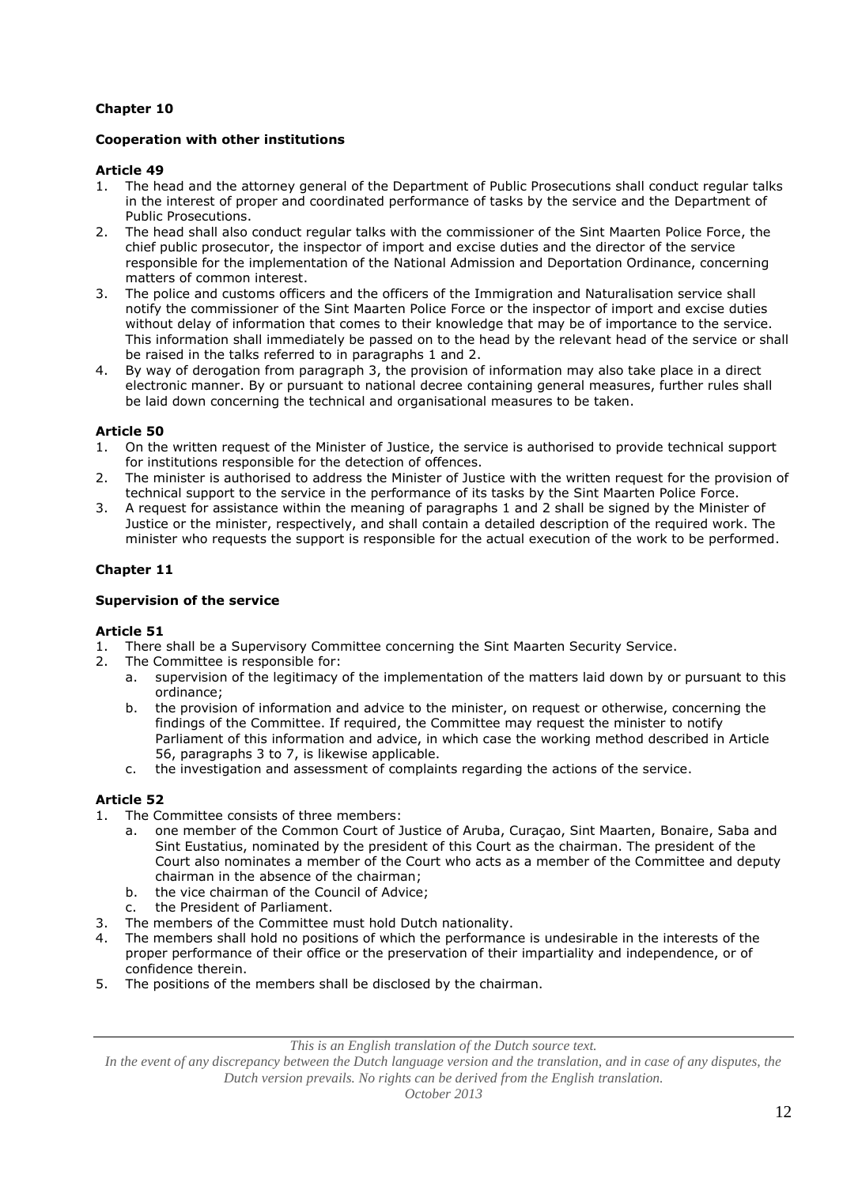**Chapter 10**

**Cooperation with other institutions**

**Article 49**

1. The head and the attorney general of the Department of Public Prosecutions shall conduct regular talks in the interest of proper and coordinated performance of tasks by the service and the Department of Public Prosecutions.
2. The head shall also conduct regular talks with the commissioner of the Sint Maarten Police Force, the chief public prosecutor, the inspector of import and excise duties and the director of the service responsible for the implementation of the National Admission and Deportation Ordinance, concerning matters of common interest.
3. The police and customs officers and the officers of the Immigration and Naturalisation service shall notify the commissioner of the Sint Maarten Police Force or the inspector of import and excise duties without delay of information that comes to their knowledge that may be of importance to the service. This information shall immediately be passed on to the head by the relevant head of the service or shall be raised in the talks referred to in paragraphs 1 and 2.
4. By way of derogation from paragraph 3, the provision of information may also take place in a direct electronic manner. By or pursuant to national decree containing general measures, further rules shall be laid down concerning the technical and organisational measures to be taken.

**Article 50**

1. On the written request of the Minister of Justice, the service is authorised to provide technical support for institutions responsible for the detection of offences.
2. The minister is authorised to address the Minister of Justice with the written request for the provision of technical support to the service in the performance of its tasks by the Sint Maarten Police Force.
3. A request for assistance within the meaning of paragraphs 1 and 2 shall be signed by the Minister of Justice or the minister, respectively, and shall contain a detailed description of the required work. The minister who requests the support is responsible for the actual execution of the work to be performed.

**Chapter 11**

**Supervision of the service**

**Article 51**

1. There shall be a Supervisory Committee concerning the Sint Maarten Security Service.
2. The Committee is responsible for:
   a. supervision of the legitimacy of the implementation of the matters laid down by or pursuant to this ordinance;
   b. the provision of information and advice to the minister, on request or otherwise, concerning the findings of the Committee. If required, the Committee may request the minister to notify Parliament of this information and advice, in which case the working method described in Article 56, paragraphs 3 to 7, is likewise applicable.
   c. the investigation and assessment of complaints regarding the actions of the service.

**Article 52**

1. The Committee consists of three members:
   a. one member of the Common Court of Justice of Aruba, Curaçao, Sint Maarten, Bonaire, Saba and Sint Eustatius, nominated by the president of this Court as the chairman. The president of the Court also nominates a member of the Court who acts as a member of the Committee and deputy chairman in the absence of the chairman;
   b. the vice chairman of the Council of Advice;
   c. the President of Parliament.
3. The members of the Committee must hold Dutch nationality.
4. The members shall hold no positions of which the performance is undesirable in the interests of the proper performance of their office or the preservation of their impartiality and independence, or of confidence therein.
5. The positions of the members shall be disclosed by the chairman.

*This is an English translation of the Dutch source text.*
*In the event of any discrepancy between the Dutch language version and the translation, and in case of any disputes, the Dutch version prevails. No rights can be derived from the English translation.*
*October 2013*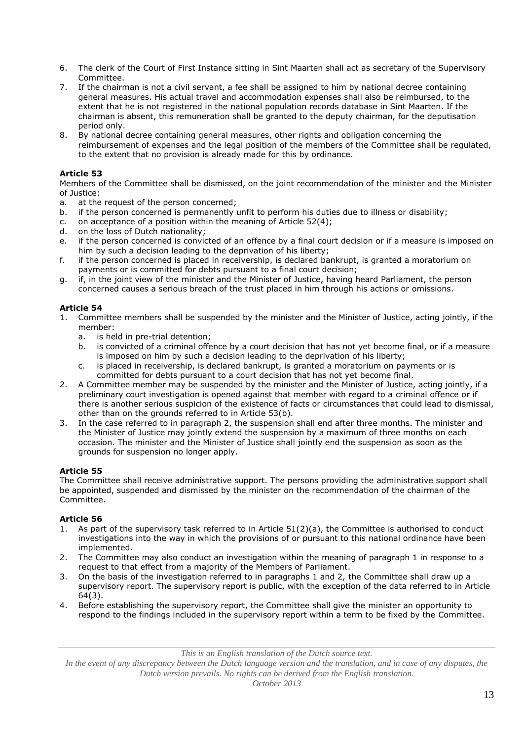6. The clerk of the Court of First Instance sitting in Sint Maarten shall act as secretary of the Supervisory Committee.
7. If the chairman is not a civil servant, a fee shall be assigned to him by national decree containing general measures. His actual travel and accommodation expenses shall also be reimbursed, to the extent that he is not registered in the national population records database in Sint Maarten. If the chairman is absent, this remuneration shall be granted to the deputy chairman, for the deputisation period only.
8. By national decree containing general measures, other rights and obligation concerning the reimbursement of expenses and the legal position of the members of the Committee shall be regulated, to the extent that no provision is already made for this by ordinance.

**Article 53**

Members of the Committee shall be dismissed, on the joint recommendation of the minister and the Minister of Justice:

a. at the request of the person concerned;
b. if the person concerned is permanently unfit to perform his duties due to illness or disability;
c. on acceptance of a position within the meaning of Article 52(4);
d. on the loss of Dutch nationality;
e. if the person concerned is convicted of an offence by a final court decision or if a measure is imposed on him by such a decision leading to the deprivation of his liberty;
f. if the person concerned is placed in receivership, is declared bankrupt, is granted a moratorium on payments or is committed for debts pursuant to a final court decision;
g. if, in the joint view of the minister and the Minister of Justice, having heard Parliament, the person concerned causes a serious breach of the trust placed in him through his actions or omissions.

**Article 54**

1. Committee members shall be suspended by the minister and the Minister of Justice, acting jointly, if the member:
   a. is held in pre-trial detention;
   b. is convicted of a criminal offence by a court decision that has not yet become final, or if a measure is imposed on him by such a decision leading to the deprivation of his liberty;
   c. is placed in receivership, is declared bankrupt, is granted a moratorium on payments or is committed for debts pursuant to a court decision that has not yet become final.
2. A Committee member may be suspended by the minister and the Minister of Justice, acting jointly, if a preliminary court investigation is opened against that member with regard to a criminal offence or if there is another serious suspicion of the existence of facts or circumstances that could lead to dismissal, other than on the grounds referred to in Article 53(b).
3. In the case referred to in paragraph 2, the suspension shall end after three months. The minister and the Minister of Justice may jointly extend the suspension by a maximum of three months on each occasion. The minister and the Minister of Justice shall jointly end the suspension as soon as the grounds for suspension no longer apply.

**Article 55**

The Committee shall receive administrative support. The persons providing the administrative support shall be appointed, suspended and dismissed by the minister on the recommendation of the chairman of the Committee.

**Article 56**

1. As part of the supervisory task referred to in Article 51(2)(a), the Committee is authorised to conduct investigations into the way in which the provisions of or pursuant to this national ordinance have been implemented.
2. The Committee may also conduct an investigation within the meaning of paragraph 1 in response to a request to that effect from a majority of the Members of Parliament.
3. On the basis of the investigation referred to in paragraphs 1 and 2, the Committee shall draw up a supervisory report. The supervisory report is public, with the exception of the data referred to in Article 64(3).
4. Before establishing the supervisory report, the Committee shall give the minister an opportunity to respond to the findings included in the supervisory report within a term to be fixed by the Committee.

*This is an English translation of the Dutch source text.*
*In the event of any discrepancy between the Dutch language version and the translation, and in case of any disputes, the Dutch version prevails. No rights can be derived from the English translation.*
*October 2013*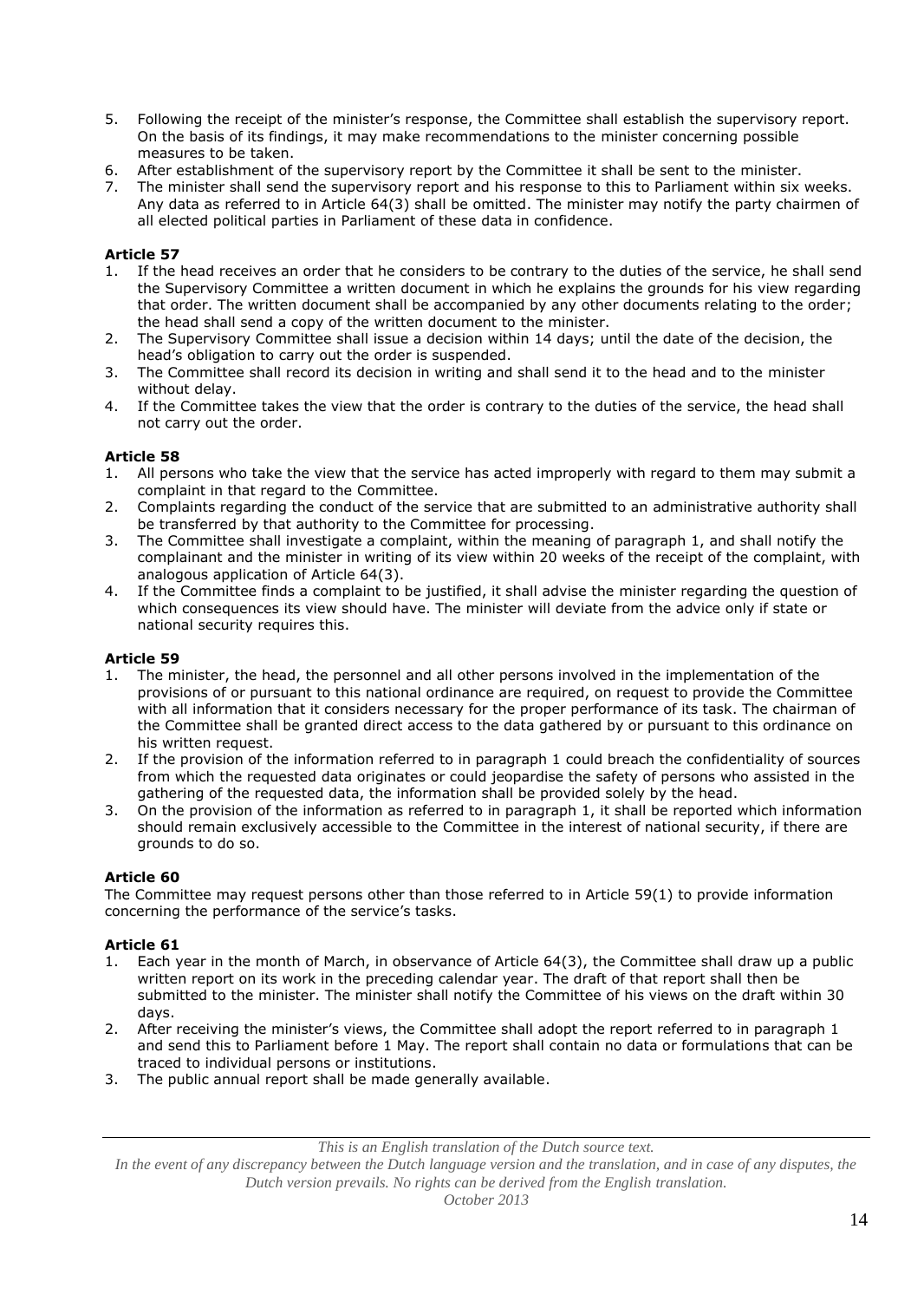5. Following the receipt of the minister's response, the Committee shall establish the supervisory report. On the basis of its findings, it may make recommendations to the minister concerning possible measures to be taken.
6. After establishment of the supervisory report by the Committee it shall be sent to the minister.
7. The minister shall send the supervisory report and his response to this to Parliament within six weeks. Any data as referred to in Article 64(3) shall be omitted. The minister may notify the party chairmen of all elected political parties in Parliament of these data in confidence.

**Article 57**

1. If the head receives an order that he considers to be contrary to the duties of the service, he shall send the Supervisory Committee a written document in which he explains the grounds for his view regarding that order. The written document shall be accompanied by any other documents relating to the order; the head shall send a copy of the written document to the minister.
2. The Supervisory Committee shall issue a decision within 14 days; until the date of the decision, the head's obligation to carry out the order is suspended.
3. The Committee shall record its decision in writing and shall send it to the head and to the minister without delay.
4. If the Committee takes the view that the order is contrary to the duties of the service, the head shall not carry out the order.

**Article 58**

1. All persons who take the view that the service has acted improperly with regard to them may submit a complaint in that regard to the Committee.
2. Complaints regarding the conduct of the service that are submitted to an administrative authority shall be transferred by that authority to the Committee for processing.
3. The Committee shall investigate a complaint, within the meaning of paragraph 1, and shall notify the complainant and the minister in writing of its view within 20 weeks of the receipt of the complaint, with analogous application of Article 64(3).
4. If the Committee finds a complaint to be justified, it shall advise the minister regarding the question of which consequences its view should have. The minister will deviate from the advice only if state or national security requires this.

**Article 59**

1. The minister, the head, the personnel and all other persons involved in the implementation of the provisions of or pursuant to this national ordinance are required, on request to provide the Committee with all information that it considers necessary for the proper performance of its task. The chairman of the Committee shall be granted direct access to the data gathered by or pursuant to this ordinance on his written request.
2. If the provision of the information referred to in paragraph 1 could breach the confidentiality of sources from which the requested data originates or could jeopardise the safety of persons who assisted in the gathering of the requested data, the information shall be provided solely by the head.
3. On the provision of the information as referred to in paragraph 1, it shall be reported which information should remain exclusively accessible to the Committee in the interest of national security, if there are grounds to do so.

**Article 60**

The Committee may request persons other than those referred to in Article 59(1) to provide information concerning the performance of the service's tasks.

**Article 61**

1. Each year in the month of March, in observance of Article 64(3), the Committee shall draw up a public written report on its work in the preceding calendar year. The draft of that report shall then be submitted to the minister. The minister shall notify the Committee of his views on the draft within 30 days.
2. After receiving the minister's views, the Committee shall adopt the report referred to in paragraph 1 and send this to Parliament before 1 May. The report shall contain no data or formulations that can be traced to individual persons or institutions.
3. The public annual report shall be made generally available.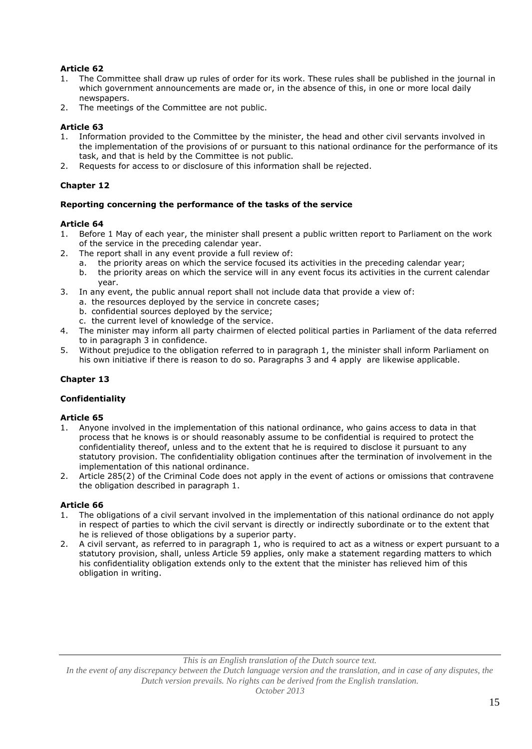**Article 62**

1. The Committee shall draw up rules of order for its work. These rules shall be published in the journal in which government announcements are made or, in the absence of this, in one or more local daily newspapers.
2. The meetings of the Committee are not public.

**Article 63**

1. Information provided to the Committee by the minister, the head and other civil servants involved in the implementation of the provisions of or pursuant to this national ordinance for the performance of its task, and that is held by the Committee is not public.
2. Requests for access to or disclosure of this information shall be rejected.

## Chapter 12

### Reporting concerning the performance of the tasks of the service

**Article 64**

1. Before 1 May of each year, the minister shall present a public written report to Parliament on the work of the service in the preceding calendar year.
2. The report shall in any event provide a full review of:
   a. the priority areas on which the service focused its activities in the preceding calendar year;
   b. the priority areas on which the service will in any event focus its activities in the current calendar year.
3. In any event, the public annual report shall not include data that provide a view of:
   a. the resources deployed by the service in concrete cases;
   b. confidential sources deployed by the service;
   c. the current level of knowledge of the service.
4. The minister may inform all party chairmen of elected political parties in Parliament of the data referred to in paragraph 3 in confidence.
5. Without prejudice to the obligation referred to in paragraph 1, the minister shall inform Parliament on his own initiative if there is reason to do so. Paragraphs 3 and 4 apply are likewise applicable.

## Chapter 13

### Confidentiality

**Article 65**

1. Anyone involved in the implementation of this national ordinance, who gains access to data in that process that he knows is or should reasonably assume to be confidential is required to protect the confidentiality thereof, unless and to the extent that he is required to disclose it pursuant to any statutory provision. The confidentiality obligation continues after the termination of involvement in the implementation of this national ordinance.
2. Article 285(2) of the Criminal Code does not apply in the event of actions or omissions that contravene the obligation described in paragraph 1.

**Article 66**

1. The obligations of a civil servant involved in the implementation of this national ordinance do not apply in respect of parties to which the civil servant is directly or indirectly subordinate or to the extent that he is relieved of those obligations by a superior party.
2. A civil servant, as referred to in paragraph 1, who is required to act as a witness or expert pursuant to a statutory provision, shall, unless Article 59 applies, only make a statement regarding matters to which his confidentiality obligation extends only to the extent that the minister has relieved him of this obligation in writing.

*This is an English translation of the Dutch source text.*
*In the event of any discrepancy between the Dutch language version and the translation, and in case of any disputes, the Dutch version prevails. No rights can be derived from the English translation.*
*October 2013*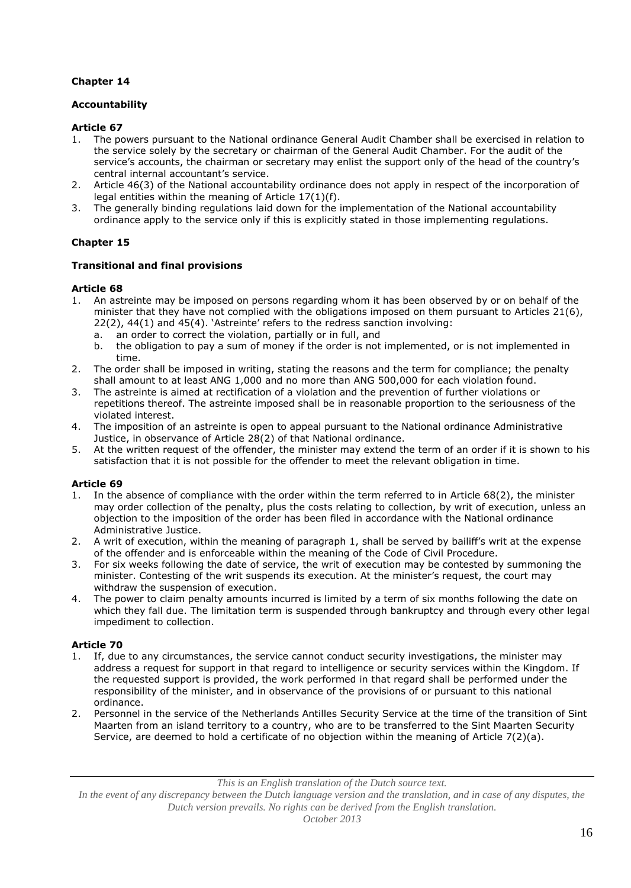## Chapter 14

### Accountability

#### Article 67

1. The powers pursuant to the National ordinance General Audit Chamber shall be exercised in relation to the service solely by the secretary or chairman of the General Audit Chamber. For the audit of the service's accounts, the chairman or secretary may enlist the support only of the head of the country's central internal accountant's service.
2. Article 46(3) of the National accountability ordinance does not apply in respect of the incorporation of legal entities within the meaning of Article 17(1)(f).
3. The generally binding regulations laid down for the implementation of the National accountability ordinance apply to the service only if this is explicitly stated in those implementing regulations.

## Chapter 15

### Transitional and final provisions

#### Article 68

1. An astreinte may be imposed on persons regarding whom it has been observed by or on behalf of the minister that they have not complied with the obligations imposed on them pursuant to Articles 21(6), 22(2), 44(1) and 45(4). 'Astreinte' refers to the redress sanction involving:
   a. an order to correct the violation, partially or in full, and
   b. the obligation to pay a sum of money if the order is not implemented, or is not implemented in time.
2. The order shall be imposed in writing, stating the reasons and the term for compliance; the penalty shall amount to at least ANG 1,000 and no more than ANG 500,000 for each violation found.
3. The astreinte is aimed at rectification of a violation and the prevention of further violations or repetitions thereof. The astreinte imposed shall be in reasonable proportion to the seriousness of the violated interest.
4. The imposition of an astreinte is open to appeal pursuant to the National ordinance Administrative Justice, in observance of Article 28(2) of that National ordinance.
5. At the written request of the offender, the minister may extend the term of an order if it is shown to his satisfaction that it is not possible for the offender to meet the relevant obligation in time.

#### Article 69

1. In the absence of compliance with the order within the term referred to in Article 68(2), the minister may order collection of the penalty, plus the costs relating to collection, by writ of execution, unless an objection to the imposition of the order has been filed in accordance with the National ordinance Administrative Justice.
2. A writ of execution, within the meaning of paragraph 1, shall be served by bailiff's writ at the expense of the offender and is enforceable within the meaning of the Code of Civil Procedure.
3. For six weeks following the date of service, the writ of execution may be contested by summoning the minister. Contesting of the writ suspends its execution. At the minister's request, the court may withdraw the suspension of execution.
4. The power to claim penalty amounts incurred is limited by a term of six months following the date on which they fall due. The limitation term is suspended through bankruptcy and through every other legal impediment to collection.

#### Article 70

1. If, due to any circumstances, the service cannot conduct security investigations, the minister may address a request for support in that regard to intelligence or security services within the Kingdom. If the requested support is provided, the work performed in that regard shall be performed under the responsibility of the minister, and in observance of the provisions of or pursuant to this national ordinance.
2. Personnel in the service of the Netherlands Antilles Security Service at the time of the transition of Sint Maarten from an island territory to a country, who are to be transferred to the Sint Maarten Security Service, are deemed to hold a certificate of no objection within the meaning of Article 7(2)(a).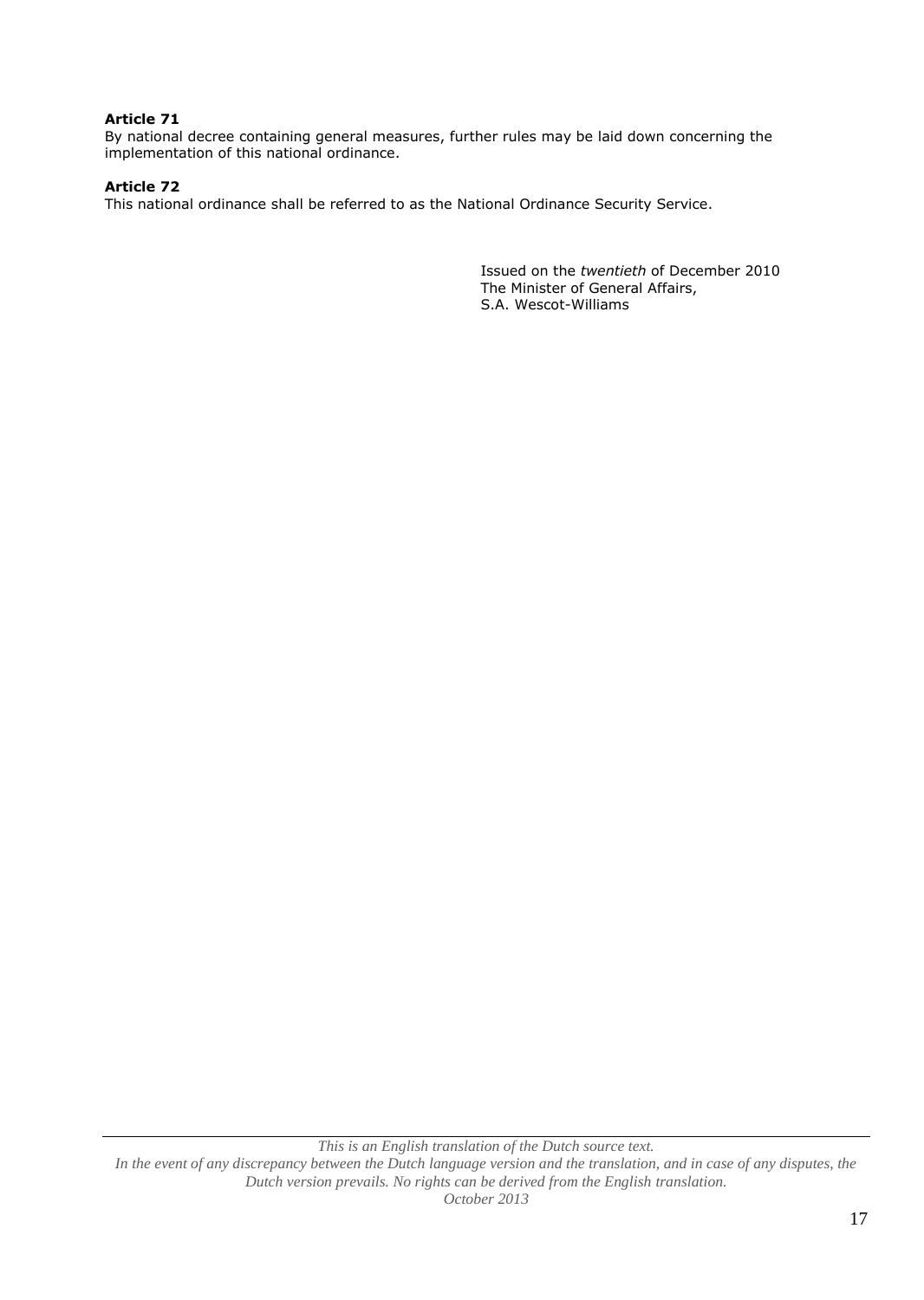**Article 71**
By national decree containing general measures, further rules may be laid down concerning the implementation of this national ordinance.

**Article 72**
This national ordinance shall be referred to as the National Ordinance Security Service.

Issued on the *twentieth* of December 2010
The Minister of General Affairs,
S.A. Wescot-Williams